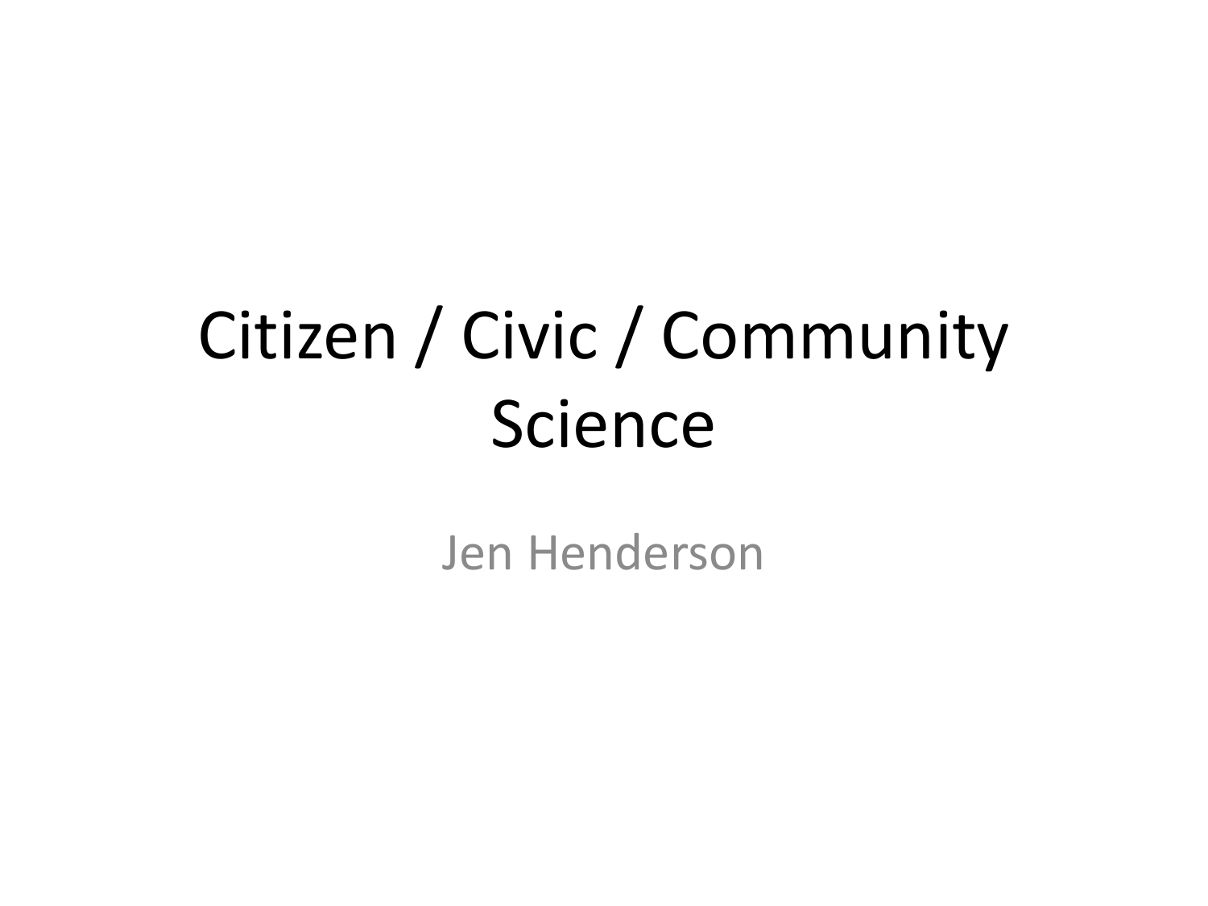# Citizen / Civic / Community Science

Jen Henderson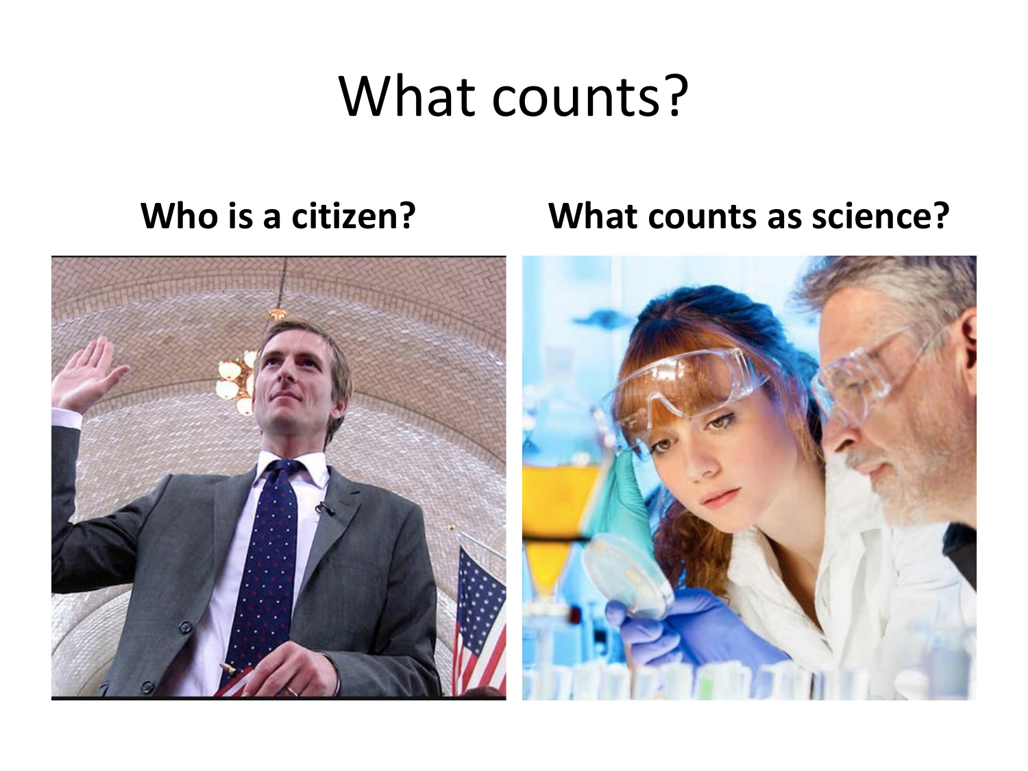# What counts?

**Who is a citizen?**

**What counts as science?**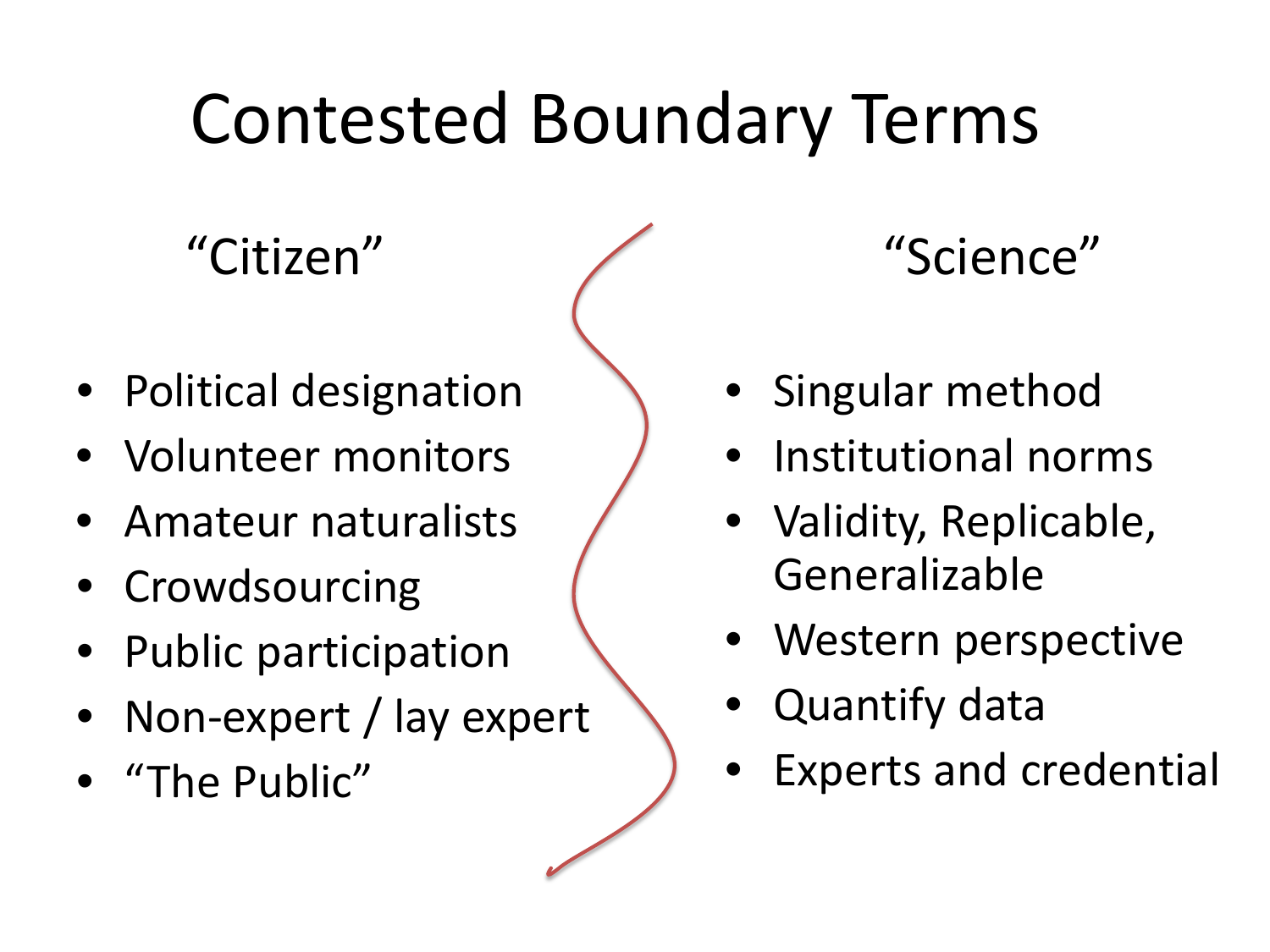# Contested Boundary Terms

## "Citizen"

- Political designation
- Volunteer monitors
- Amateur naturalists
- Crowdsourcing
- Public participation
- Non-expert / lay expert
- "The Public"

## "Science"

- Singular method
- Institutional norms
- Validity, Replicable, Generalizable
- Western perspective
- Quantify data
- Experts and credential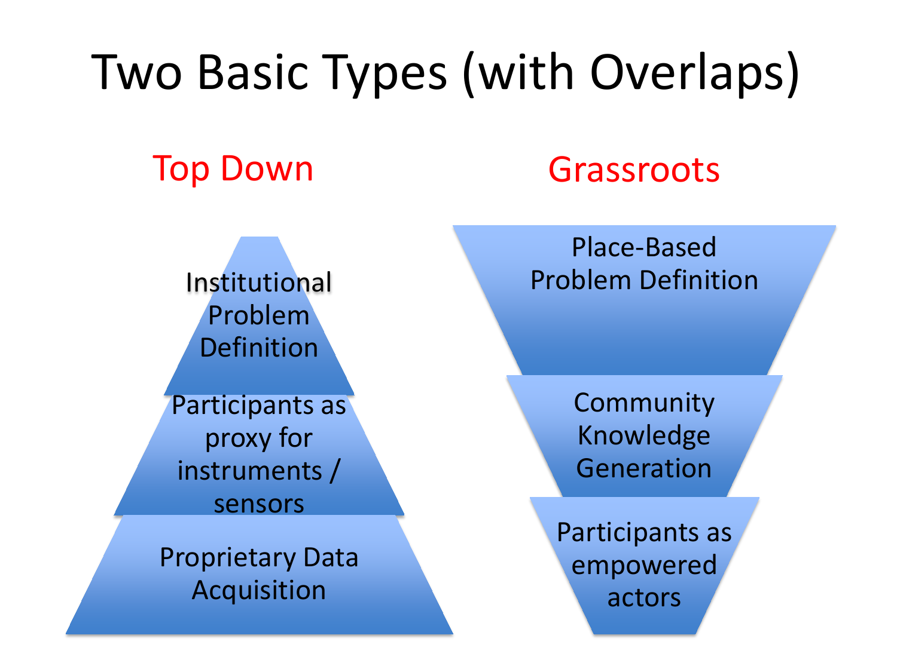# Two Basic Types (with Overlaps)

## Top Down

- Institutional Problem Definition
- Participants as proxy for instruments / sensors
- Proprietary Data Acquisition

## Grassroots

- Place-Based Problem Definition
- Community Knowledge Generation
- Participants as empowered actors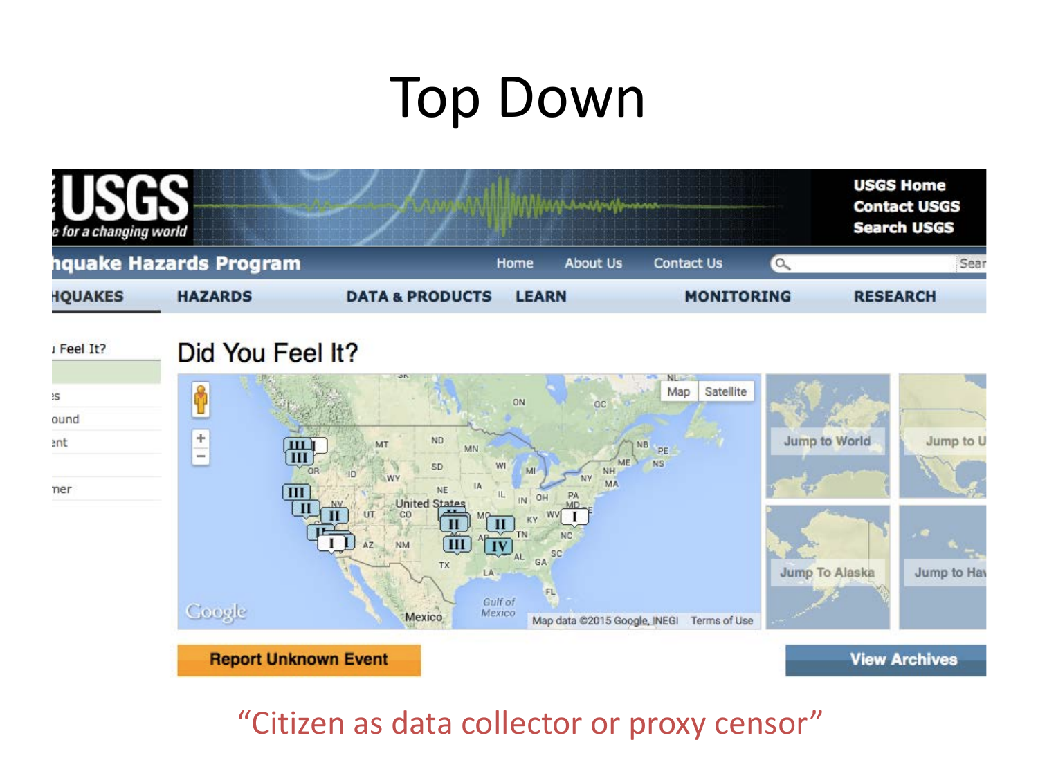# Top Down

USGS
e for a changing world

USGS Home
Contact USGS
Search USGS

hquake Hazards Program — Home | About Us | Contact Us | Sear

HQUAKES | HAZARDS | DATA & PRODUCTS | LEARN | MONITORING | RESEARCH

## Did You Feel It?

Jump to World | Jump to U | Jump To Alaska | Jump to Hav

Report Unknown Event

View Archives

"Citizen as data collector or proxy censor"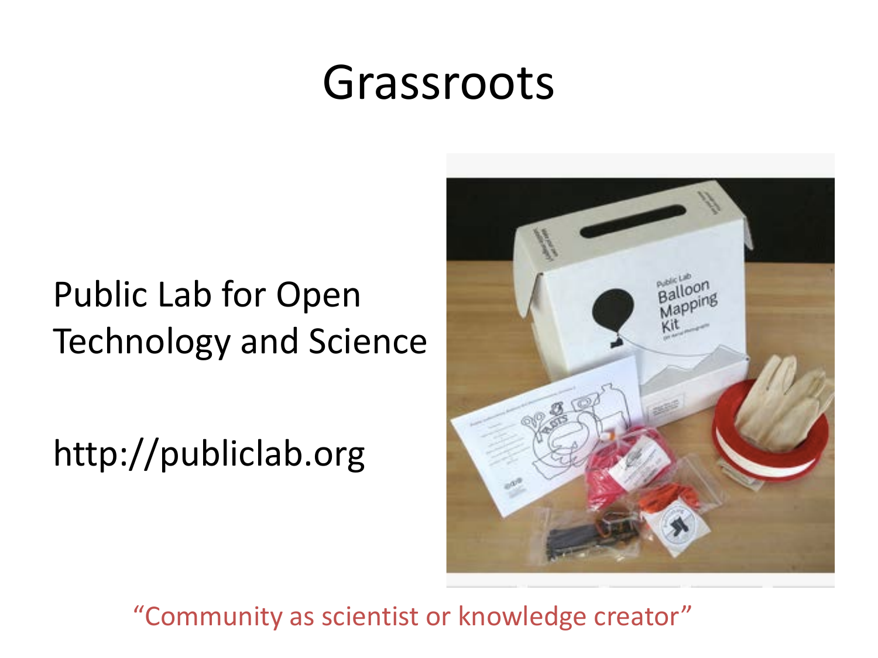# Grassroots

Public Lab for Open Technology and Science

http://publiclab.org

"Community as scientist or knowledge creator"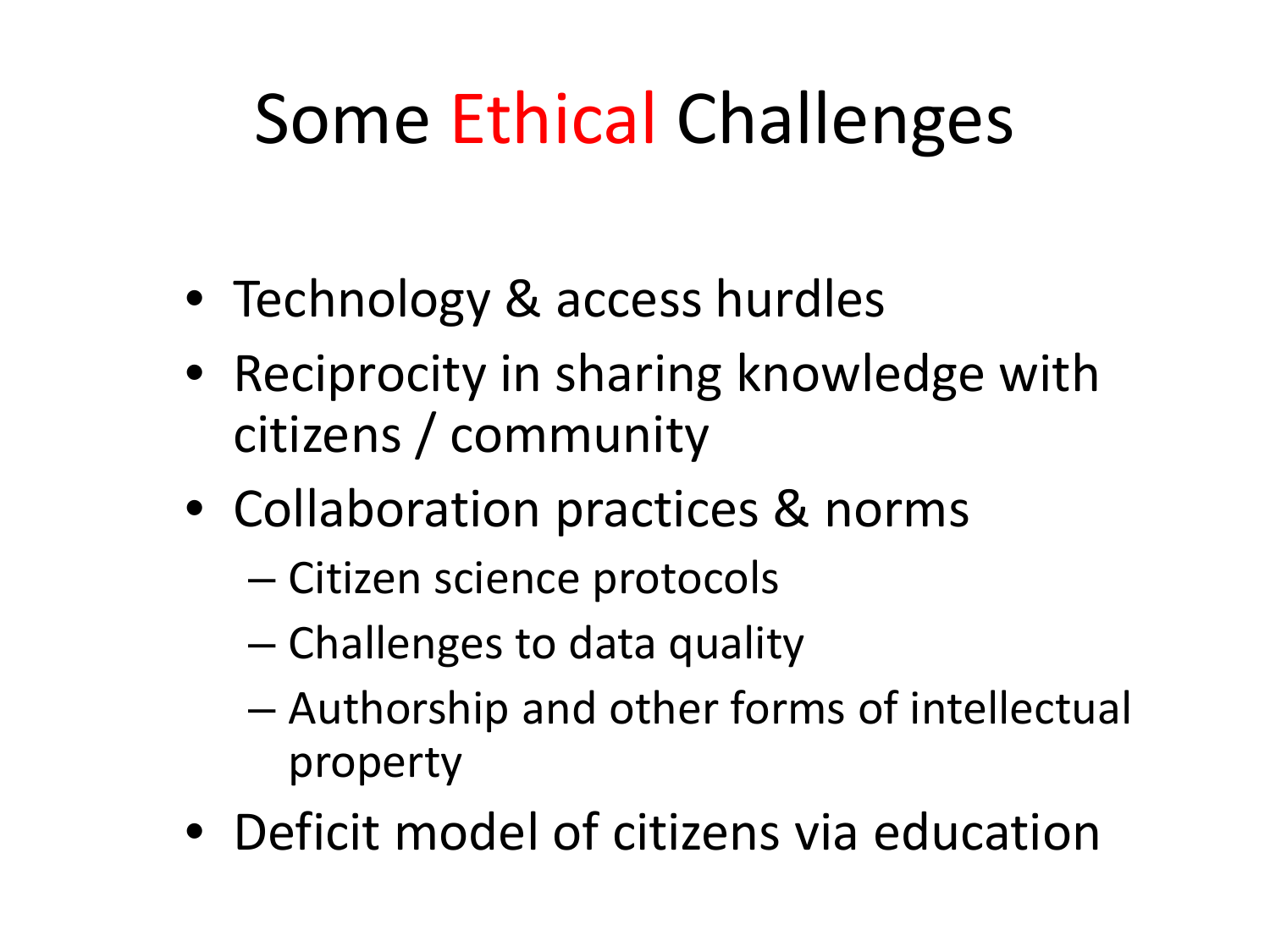# Some Ethical Challenges

- Technology & access hurdles
- Reciprocity in sharing knowledge with citizens / community
- Collaboration practices & norms
  - Citizen science protocols
  - Challenges to data quality
  - Authorship and other forms of intellectual property
- Deficit model of citizens via education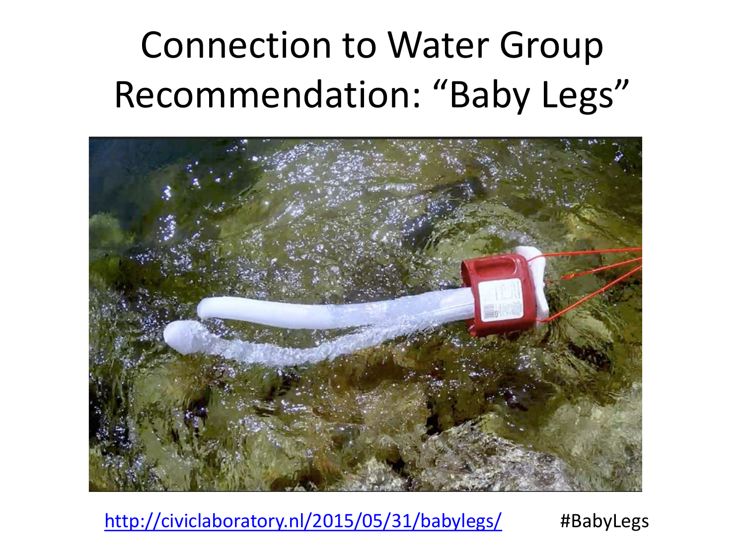# Connection to Water Group Recommendation: "Baby Legs"

http://civiclaboratory.nl/2015/05/31/babylegs/ #BabyLegs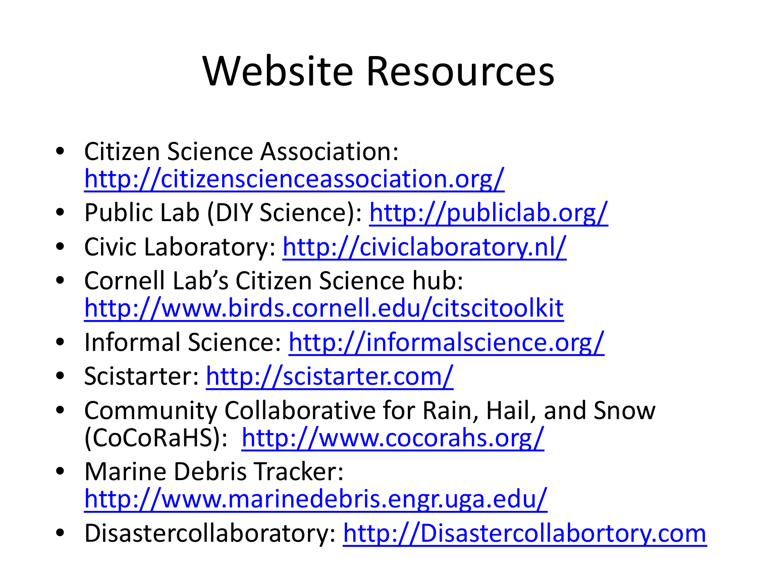# Website Resources

- Citizen Science Association: http://citizenscienceassociation.org/
- Public Lab (DIY Science): http://publiclab.org/
- Civic Laboratory: http://civiclaboratory.nl/
- Cornell Lab's Citizen Science hub: http://www.birds.cornell.edu/citscitoolkit
- Informal Science: http://informalscience.org/
- Scistarter: http://scistarter.com/
- Community Collaborative for Rain, Hail, and Snow (CoCoRaHS): http://www.cocorahs.org/
- Marine Debris Tracker: http://www.marinedebris.engr.uga.edu/
- Disastercollaboratory: http://Disastercollabortory.com